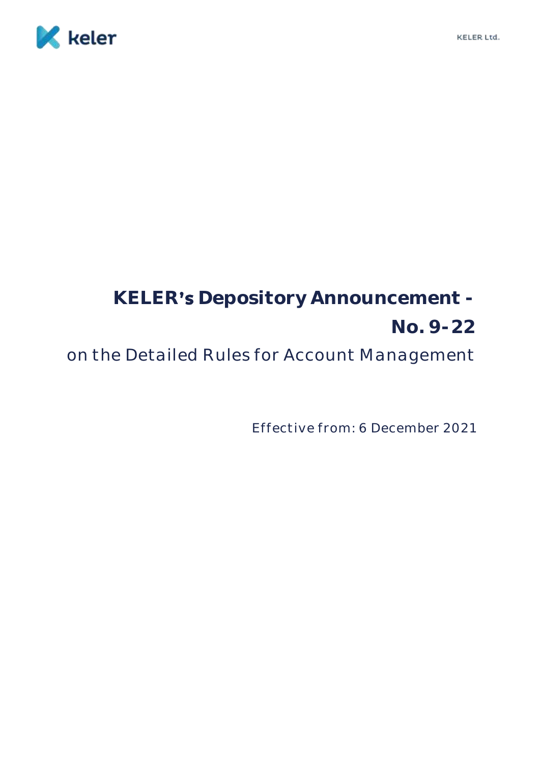# KELER's Depository Announcement - No. 9-22

## on the Detailed Rules for Account Management

Effective from: 6 December 2021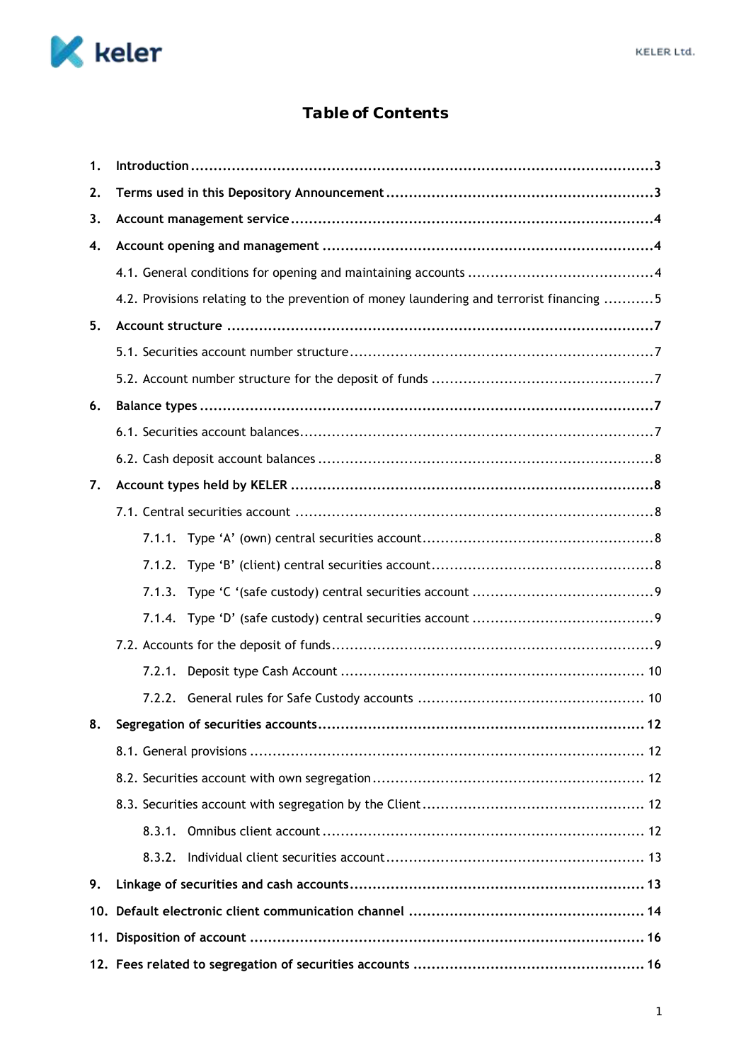# Table of Contents

1. **Introduction** ........................................................................................................ 3
2. **Terms used in this Depository Announcement** .................................................... 3
3. **Account management service** .............................................................................. 4
4. **Account opening and management** ....................................................................... 4
   - 4.1. General conditions for opening and maintaining accounts ..................................... 4
   - 4.2. Provisions relating to the prevention of money laundering and terrorist financing ........... 5
5. **Account structure** ................................................................................................ 7
   - 5.1. Securities account number structure ................................................................ 7
   - 5.2. Account number structure for the deposit of funds ............................................. 7
6. **Balance types** ...................................................................................................... 7
   - 6.1. Securities account balances ............................................................................ 7
   - 6.2. Cash deposit account balances ......................................................................... 8
7. **Account types held by KELER** ............................................................................... 8
   - 7.1. Central securities account ............................................................................... 8
     - 7.1.1. Type ‘A’ (own) central securities account ................................................... 8
     - 7.1.2. Type ‘B’ (client) central securities account .................................................. 8
     - 7.1.3. Type ‘C ‘(safe custody) central securities account ........................................ 9
     - 7.1.4. Type ‘D’ (safe custody) central securities account ........................................ 9
   - 7.2. Accounts for the deposit of funds ...................................................................... 9
     - 7.2.1. Deposit type Cash Account ....................................................................... 10
     - 7.2.2. General rules for Safe Custody accounts ................................................... 10
8. **Segregation of securities accounts** ..................................................................... 12
   - 8.1. General provisions ......................................................................................... 12
   - 8.2. Securities account with own segregation ........................................................ 12
   - 8.3. Securities account with segregation by the Client ............................................ 12
     - 8.3.1. Omnibus client account .......................................................................... 12
     - 8.3.2. Individual client securities account ........................................................... 13
9. **Linkage of securities and cash accounts** ............................................................. 13
10. **Default electronic client communication channel** ............................................... 14
11. **Disposition of account** ..................................................................................... 16
12. **Fees related to segregation of securities accounts** .............................................. 16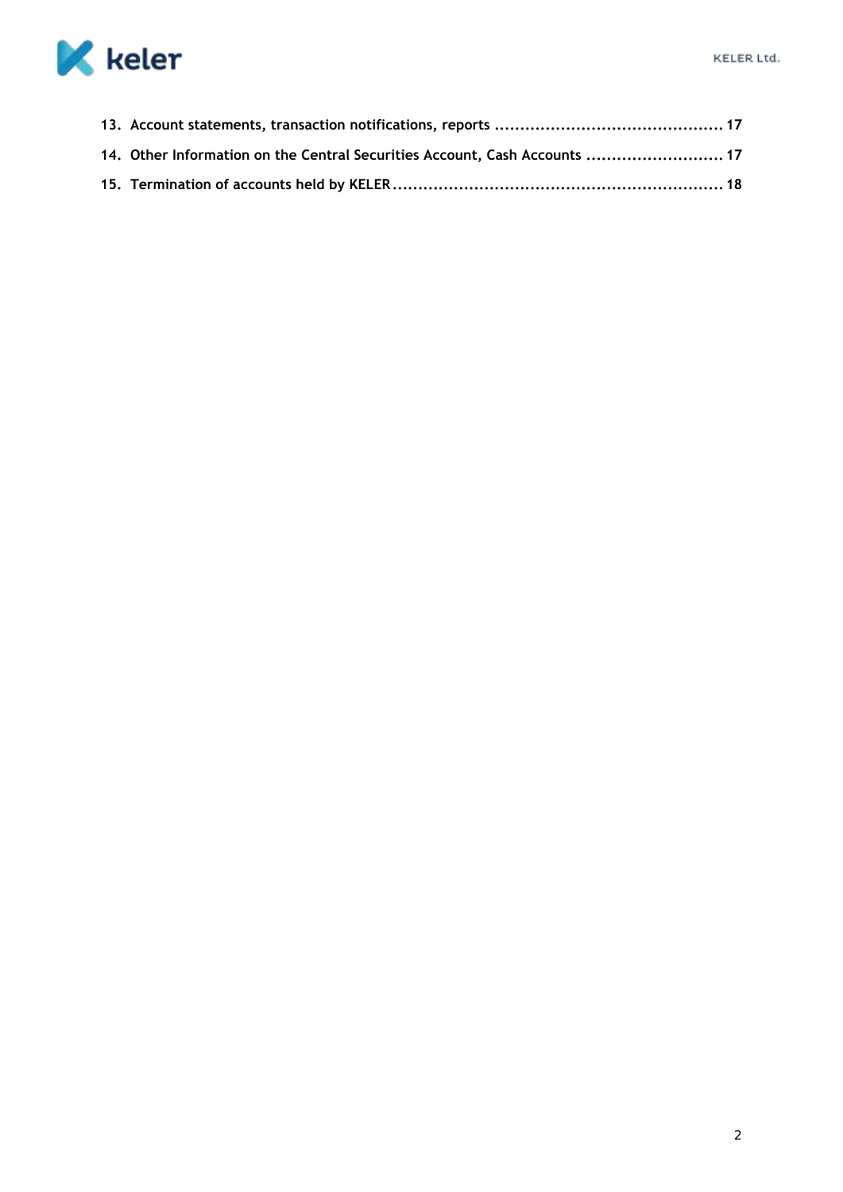13. **Account statements, transaction notifications, reports** ............................................ 17
14. **Other Information on the Central Securities Account, Cash Accounts** ........................... 17
15. **Termination of accounts held by KELER** ................................................................ 18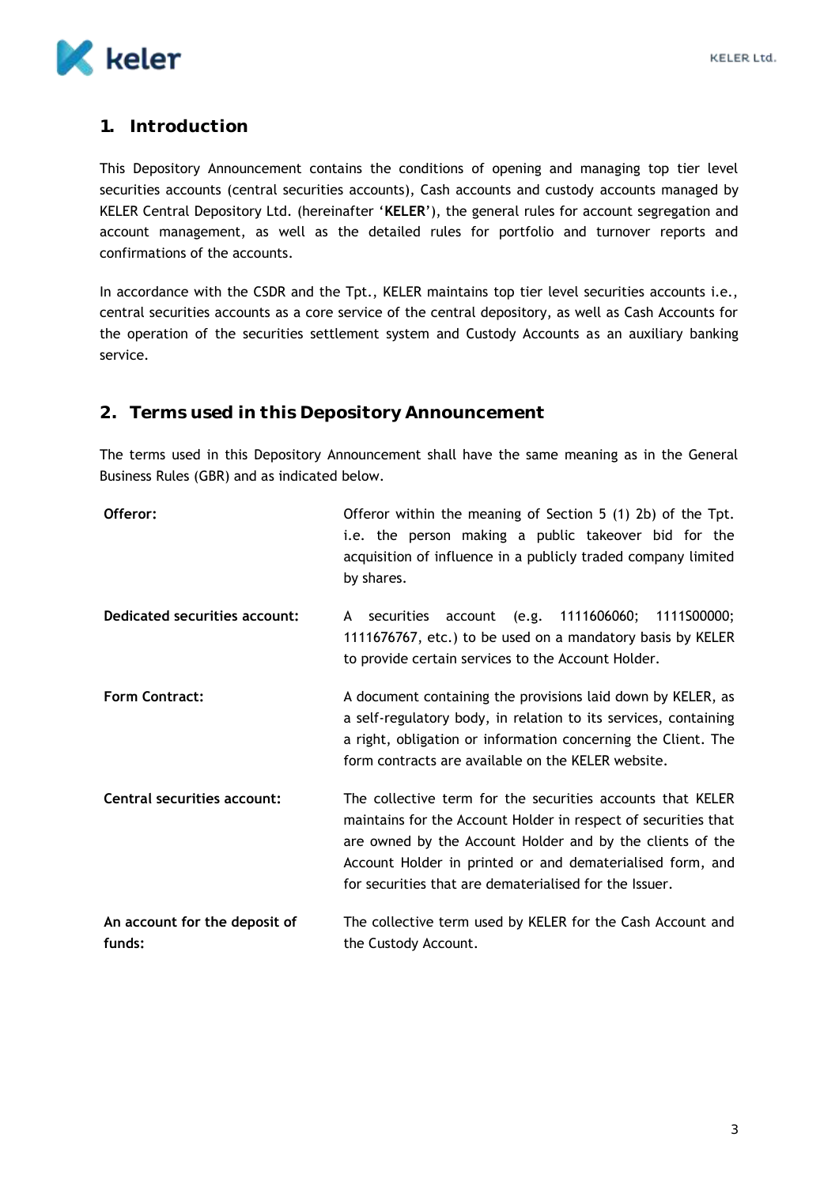## 1. Introduction

This Depository Announcement contains the conditions of opening and managing top tier level securities accounts (central securities accounts), Cash accounts and custody accounts managed by KELER Central Depository Ltd. (hereinafter '**KELER**'), the general rules for account segregation and account management, as well as the detailed rules for portfolio and turnover reports and confirmations of the accounts.

In accordance with the CSDR and the Tpt., KELER maintains top tier level securities accounts i.e., central securities accounts as a core service of the central depository, as well as Cash Accounts for the operation of the securities settlement system and Custody Accounts as an auxiliary banking service.

## 2. Terms used in this Depository Announcement

The terms used in this Depository Announcement shall have the same meaning as in the General Business Rules (GBR) and as indicated below.

| | |
|---|---|
| **Offeror:** | Offeror within the meaning of Section 5 (1) 2b) of the Tpt. i.e. the person making a public takeover bid for the acquisition of influence in a publicly traded company limited by shares. |
| **Dedicated securities account:** | A securities account (e.g. 1111606060; 1111S00000; 1111676767, etc.) to be used on a mandatory basis by KELER to provide certain services to the Account Holder. |
| **Form Contract:** | A document containing the provisions laid down by KELER, as a self-regulatory body, in relation to its services, containing a right, obligation or information concerning the Client. The form contracts are available on the KELER website. |
| **Central securities account:** | The collective term for the securities accounts that KELER maintains for the Account Holder in respect of securities that are owned by the Account Holder and by the clients of the Account Holder in printed or and dematerialised form, and for securities that are dematerialised for the Issuer. |
| **An account for the deposit of funds:** | The collective term used by KELER for the Cash Account and the Custody Account. |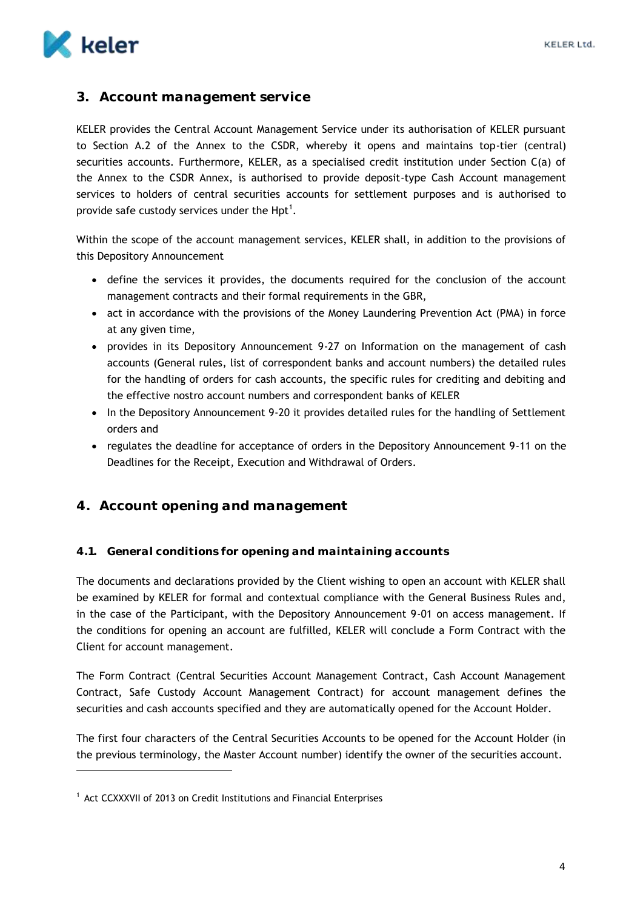## 3. Account management service

KELER provides the Central Account Management Service under its authorisation of KELER pursuant to Section A.2 of the Annex to the CSDR, whereby it opens and maintains top-tier (central) securities accounts. Furthermore, KELER, as a specialised credit institution under Section C(a) of the Annex to the CSDR Annex, is authorised to provide deposit-type Cash Account management services to holders of central securities accounts for settlement purposes and is authorised to provide safe custody services under the Hpt[1].

Within the scope of the account management services, KELER shall, in addition to the provisions of this Depository Announcement

- define the services it provides, the documents required for the conclusion of the account management contracts and their formal requirements in the GBR,
- act in accordance with the provisions of the Money Laundering Prevention Act (PMA) in force at any given time,
- provides in its Depository Announcement 9-27 on Information on the management of cash accounts (General rules, list of correspondent banks and account numbers) the detailed rules for the handling of orders for cash accounts, the specific rules for crediting and debiting and the effective nostro account numbers and correspondent banks of KELER
- In the Depository Announcement 9-20 it provides detailed rules for the handling of Settlement orders and
- regulates the deadline for acceptance of orders in the Depository Announcement 9-11 on the Deadlines for the Receipt, Execution and Withdrawal of Orders.

## 4. Account opening and management

### 4.1. General conditions for opening and maintaining accounts

The documents and declarations provided by the Client wishing to open an account with KELER shall be examined by KELER for formal and contextual compliance with the General Business Rules and, in the case of the Participant, with the Depository Announcement 9-01 on access management. If the conditions for opening an account are fulfilled, KELER will conclude a Form Contract with the Client for account management.

The Form Contract (Central Securities Account Management Contract, Cash Account Management Contract, Safe Custody Account Management Contract) for account management defines the securities and cash accounts specified and they are automatically opened for the Account Holder.

The first four characters of the Central Securities Accounts to be opened for the Account Holder (in the previous terminology, the Master Account number) identify the owner of the securities account.

[1] Act CCXXXVII of 2013 on Credit Institutions and Financial Enterprises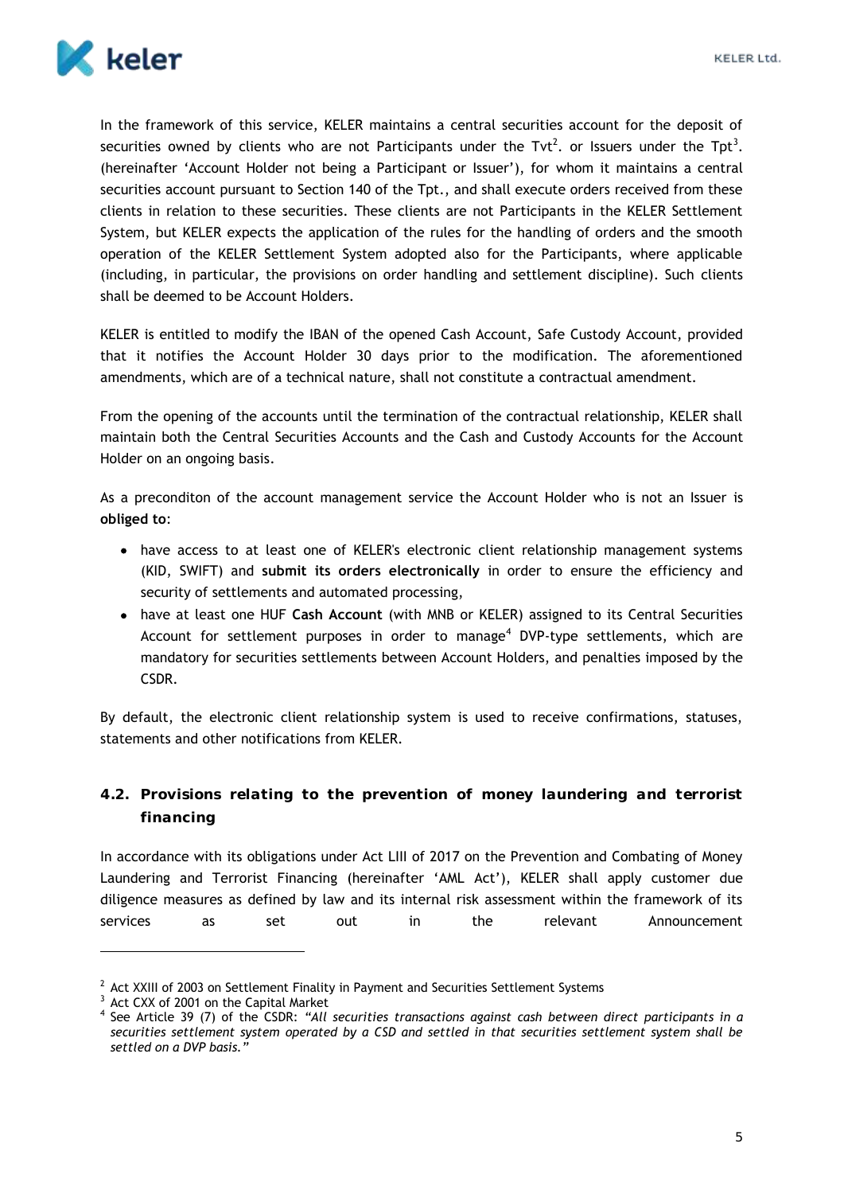In the framework of this service, KELER maintains a central securities account for the deposit of securities owned by clients who are not Participants under the Tvt[2]. or Issuers under the Tpt[3]. (hereinafter 'Account Holder not being a Participant or Issuer'), for whom it maintains a central securities account pursuant to Section 140 of the Tpt., and shall execute orders received from these clients in relation to these securities. These clients are not Participants in the KELER Settlement System, but KELER expects the application of the rules for the handling of orders and the smooth operation of the KELER Settlement System adopted also for the Participants, where applicable (including, in particular, the provisions on order handling and settlement discipline). Such clients shall be deemed to be Account Holders.

KELER is entitled to modify the IBAN of the opened Cash Account, Safe Custody Account, provided that it notifies the Account Holder 30 days prior to the modification. The aforementioned amendments, which are of a technical nature, shall not constitute a contractual amendment.

From the opening of the accounts until the termination of the contractual relationship, KELER shall maintain both the Central Securities Accounts and the Cash and Custody Accounts for the Account Holder on an ongoing basis.

As a preconditon of the account management service the Account Holder who is not an Issuer is **obliged to**:

- have access to at least one of KELER's electronic client relationship management systems (KID, SWIFT) and **submit its orders electronically** in order to ensure the efficiency and security of settlements and automated processing,
- have at least one HUF **Cash Account** (with MNB or KELER) assigned to its Central Securities Account for settlement purposes in order to manage[4] DVP-type settlements, which are mandatory for securities settlements between Account Holders, and penalties imposed by the CSDR.

By default, the electronic client relationship system is used to receive confirmations, statuses, statements and other notifications from KELER.

## 4.2. Provisions relating to the prevention of money laundering and terrorist financing

In accordance with its obligations under Act LIII of 2017 on the Prevention and Combating of Money Laundering and Terrorist Financing (hereinafter 'AML Act'), KELER shall apply customer due diligence measures as defined by law and its internal risk assessment within the framework of its services as set out in the relevant Announcement

---

[2] Act XXIII of 2003 on Settlement Finality in Payment and Securities Settlement Systems

[3] Act CXX of 2001 on the Capital Market

[4] See Article 39 (7) of the CSDR: *"All securities transactions against cash between direct participants in a securities settlement system operated by a CSD and settled in that securities settlement system shall be settled on a DVP basis."*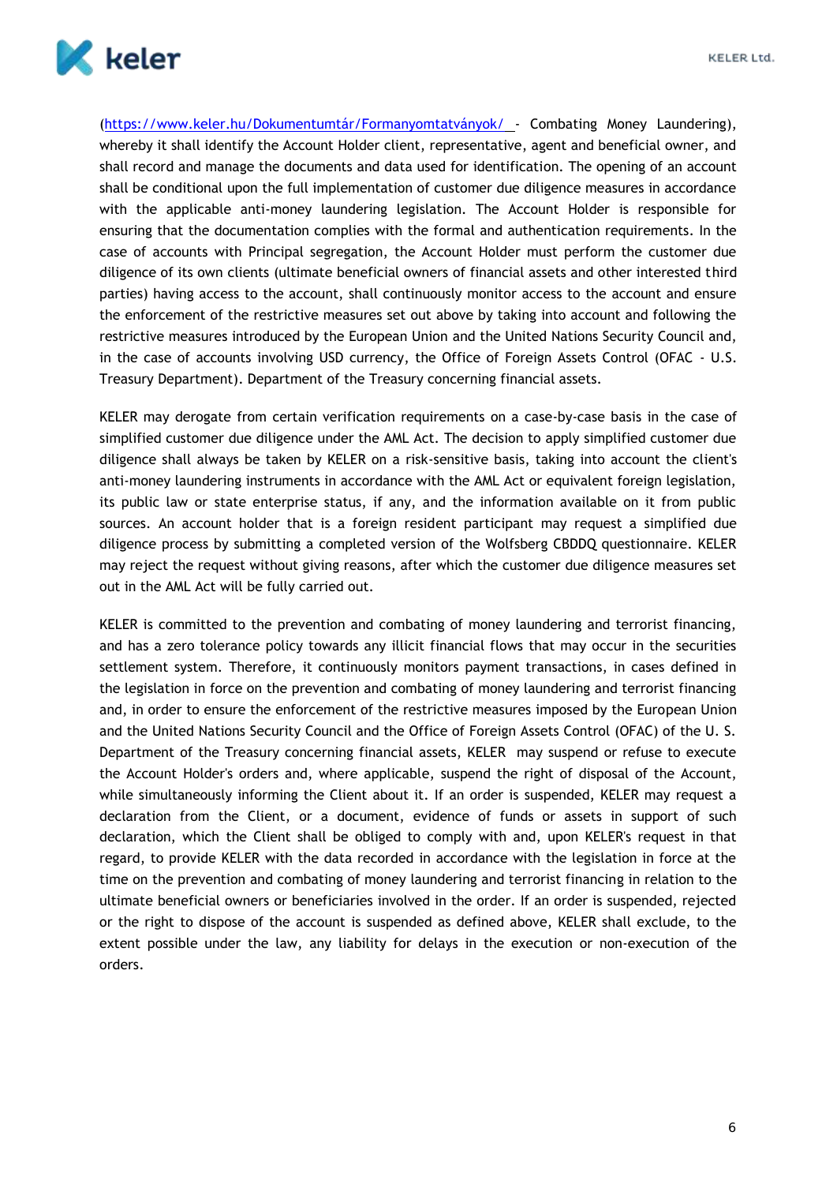(https://www.keler.hu/Dokumentumtár/Formanyomtatványok/ - Combating Money Laundering), whereby it shall identify the Account Holder client, representative, agent and beneficial owner, and shall record and manage the documents and data used for identification. The opening of an account shall be conditional upon the full implementation of customer due diligence measures in accordance with the applicable anti-money laundering legislation. The Account Holder is responsible for ensuring that the documentation complies with the formal and authentication requirements. In the case of accounts with Principal segregation, the Account Holder must perform the customer due diligence of its own clients (ultimate beneficial owners of financial assets and other interested third parties) having access to the account, shall continuously monitor access to the account and ensure the enforcement of the restrictive measures set out above by taking into account and following the restrictive measures introduced by the European Union and the United Nations Security Council and, in the case of accounts involving USD currency, the Office of Foreign Assets Control (OFAC - U.S. Treasury Department). Department of the Treasury concerning financial assets.

KELER may derogate from certain verification requirements on a case-by-case basis in the case of simplified customer due diligence under the AML Act. The decision to apply simplified customer due diligence shall always be taken by KELER on a risk-sensitive basis, taking into account the client's anti-money laundering instruments in accordance with the AML Act or equivalent foreign legislation, its public law or state enterprise status, if any, and the information available on it from public sources. An account holder that is a foreign resident participant may request a simplified due diligence process by submitting a completed version of the Wolfsberg CBDDQ questionnaire. KELER may reject the request without giving reasons, after which the customer due diligence measures set out in the AML Act will be fully carried out.

KELER is committed to the prevention and combating of money laundering and terrorist financing, and has a zero tolerance policy towards any illicit financial flows that may occur in the securities settlement system. Therefore, it continuously monitors payment transactions, in cases defined in the legislation in force on the prevention and combating of money laundering and terrorist financing and, in order to ensure the enforcement of the restrictive measures imposed by the European Union and the United Nations Security Council and the Office of Foreign Assets Control (OFAC) of the U. S. Department of the Treasury concerning financial assets, KELER may suspend or refuse to execute the Account Holder's orders and, where applicable, suspend the right of disposal of the Account, while simultaneously informing the Client about it. If an order is suspended, KELER may request a declaration from the Client, or a document, evidence of funds or assets in support of such declaration, which the Client shall be obliged to comply with and, upon KELER's request in that regard, to provide KELER with the data recorded in accordance with the legislation in force at the time on the prevention and combating of money laundering and terrorist financing in relation to the ultimate beneficial owners or beneficiaries involved in the order. If an order is suspended, rejected or the right to dispose of the account is suspended as defined above, KELER shall exclude, to the extent possible under the law, any liability for delays in the execution or non-execution of the orders.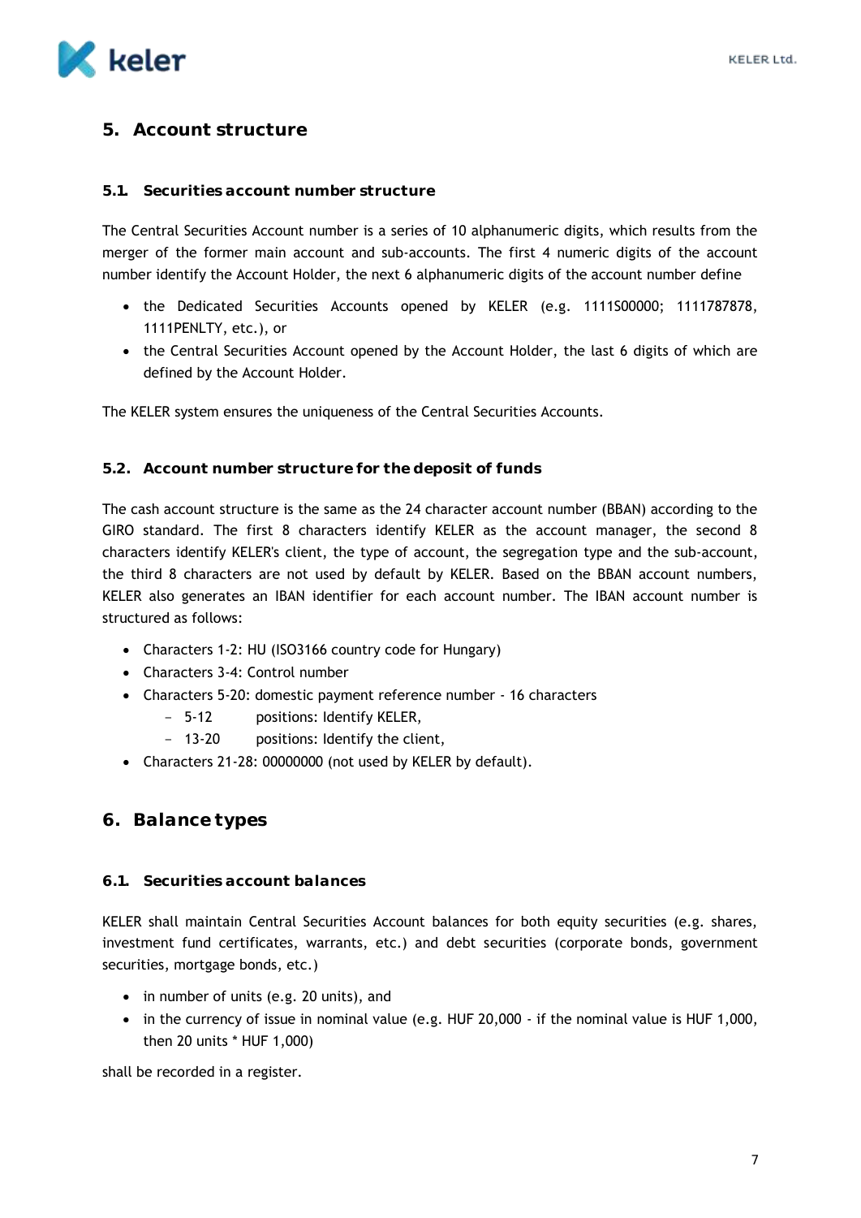## 5. Account structure

### 5.1. Securities account number structure

The Central Securities Account number is a series of 10 alphanumeric digits, which results from the merger of the former main account and sub-accounts. The first 4 numeric digits of the account number identify the Account Holder, the next 6 alphanumeric digits of the account number define

- the Dedicated Securities Accounts opened by KELER (e.g. 1111S00000; 1111787878, 1111PENLTY, etc.), or
- the Central Securities Account opened by the Account Holder, the last 6 digits of which are defined by the Account Holder.

The KELER system ensures the uniqueness of the Central Securities Accounts.

### 5.2. Account number structure for the deposit of funds

The cash account structure is the same as the 24 character account number (BBAN) according to the GIRO standard. The first 8 characters identify KELER as the account manager, the second 8 characters identify KELER's client, the type of account, the segregation type and the sub-account, the third 8 characters are not used by default by KELER. Based on the BBAN account numbers, KELER also generates an IBAN identifier for each account number. The IBAN account number is structured as follows:

- Characters 1-2: HU (ISO3166 country code for Hungary)
- Characters 3-4: Control number
- Characters 5-20: domestic payment reference number - 16 characters
  - 5-12 positions: Identify KELER,
  - 13-20 positions: Identify the client,
- Characters 21-28: 00000000 (not used by KELER by default).

## 6. Balance types

### 6.1. Securities account balances

KELER shall maintain Central Securities Account balances for both equity securities (e.g. shares, investment fund certificates, warrants, etc.) and debt securities (corporate bonds, government securities, mortgage bonds, etc.)

- in number of units (e.g. 20 units), and
- in the currency of issue in nominal value (e.g. HUF 20,000 - if the nominal value is HUF 1,000, then 20 units * HUF 1,000)

shall be recorded in a register.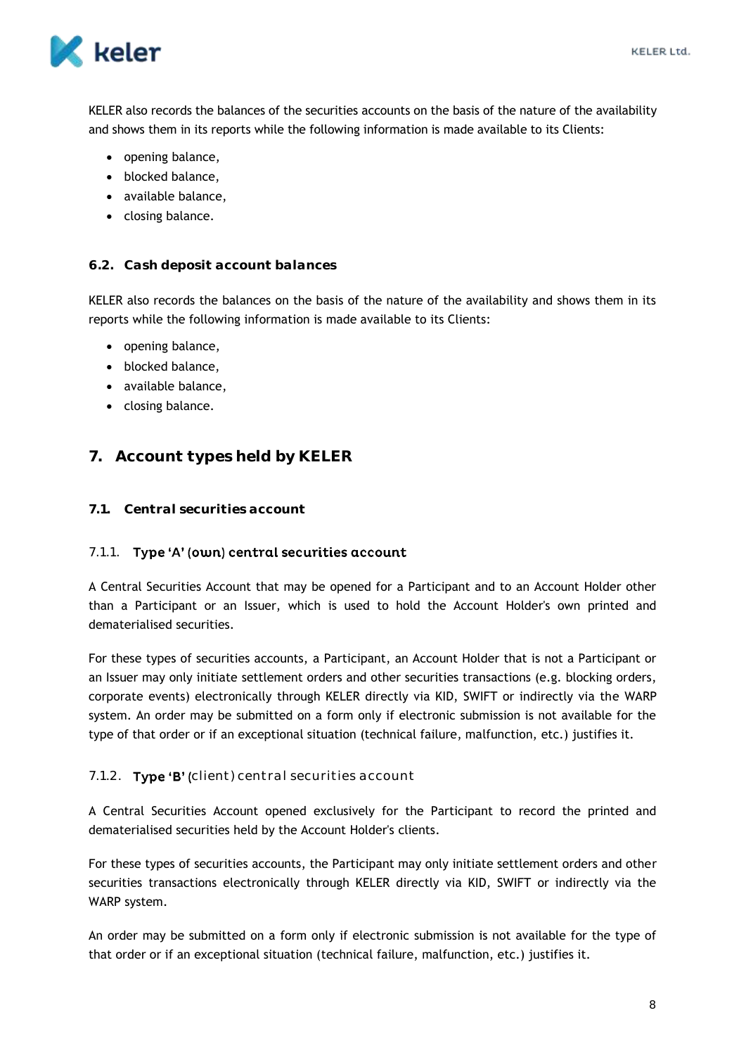KELER also records the balances of the securities accounts on the basis of the nature of the availability and shows them in its reports while the following information is made available to its Clients:

- opening balance,
- blocked balance,
- available balance,
- closing balance.

### 6.2. Cash deposit account balances

KELER also records the balances on the basis of the nature of the availability and shows them in its reports while the following information is made available to its Clients:

- opening balance,
- blocked balance,
- available balance,
- closing balance.

## 7. Account types held by KELER

### 7.1. Central securities account

#### 7.1.1. Type 'A' (own) central securities account

A Central Securities Account that may be opened for a Participant and to an Account Holder other than a Participant or an Issuer, which is used to hold the Account Holder's own printed and dematerialised securities.

For these types of securities accounts, a Participant, an Account Holder that is not a Participant or an Issuer may only initiate settlement orders and other securities transactions (e.g. blocking orders, corporate events) electronically through KELER directly via KID, SWIFT or indirectly via the WARP system. An order may be submitted on a form only if electronic submission is not available for the type of that order or if an exceptional situation (technical failure, malfunction, etc.) justifies it.

#### 7.1.2. Type 'B' (client) central securities account

A Central Securities Account opened exclusively for the Participant to record the printed and dematerialised securities held by the Account Holder's clients.

For these types of securities accounts, the Participant may only initiate settlement orders and other securities transactions electronically through KELER directly via KID, SWIFT or indirectly via the WARP system.

An order may be submitted on a form only if electronic submission is not available for the type of that order or if an exceptional situation (technical failure, malfunction, etc.) justifies it.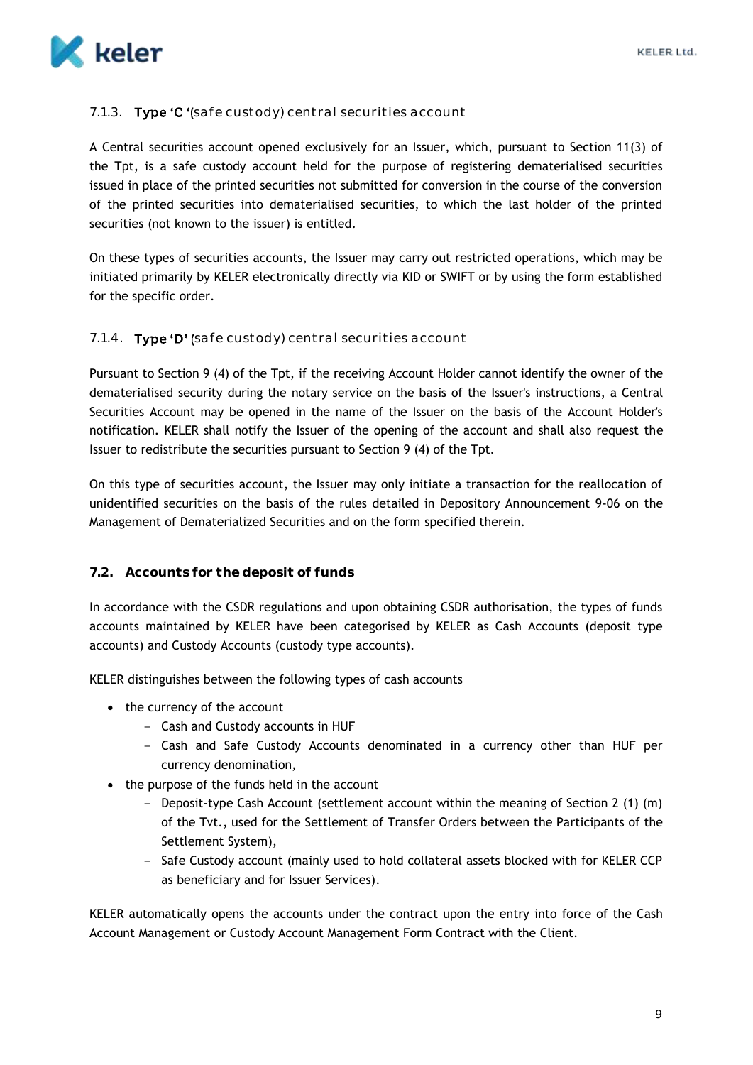#### 7.1.3. Type 'C '(safe custody) central securities account

A Central securities account opened exclusively for an Issuer, which, pursuant to Section 11(3) of the Tpt, is a safe custody account held for the purpose of registering dematerialised securities issued in place of the printed securities not submitted for conversion in the course of the conversion of the printed securities into dematerialised securities, to which the last holder of the printed securities (not known to the issuer) is entitled.

On these types of securities accounts, the Issuer may carry out restricted operations, which may be initiated primarily by KELER electronically directly via KID or SWIFT or by using the form established for the specific order.

#### 7.1.4. Type 'D' (safe custody) central securities account

Pursuant to Section 9 (4) of the Tpt, if the receiving Account Holder cannot identify the owner of the dematerialised security during the notary service on the basis of the Issuer's instructions, a Central Securities Account may be opened in the name of the Issuer on the basis of the Account Holder's notification. KELER shall notify the Issuer of the opening of the account and shall also request the Issuer to redistribute the securities pursuant to Section 9 (4) of the Tpt.

On this type of securities account, the Issuer may only initiate a transaction for the reallocation of unidentified securities on the basis of the rules detailed in Depository Announcement 9-06 on the Management of Dematerialized Securities and on the form specified therein.

### 7.2. Accounts for the deposit of funds

In accordance with the CSDR regulations and upon obtaining CSDR authorisation, the types of funds accounts maintained by KELER have been categorised by KELER as Cash Accounts (deposit type accounts) and Custody Accounts (custody type accounts).

KELER distinguishes between the following types of cash accounts

- the currency of the account
  - Cash and Custody accounts in HUF
  - Cash and Safe Custody Accounts denominated in a currency other than HUF per currency denomination,
- the purpose of the funds held in the account
  - Deposit-type Cash Account (settlement account within the meaning of Section 2 (1) (m) of the Tvt., used for the Settlement of Transfer Orders between the Participants of the Settlement System),
  - Safe Custody account (mainly used to hold collateral assets blocked with for KELER CCP as beneficiary and for Issuer Services).

KELER automatically opens the accounts under the contract upon the entry into force of the Cash Account Management or Custody Account Management Form Contract with the Client.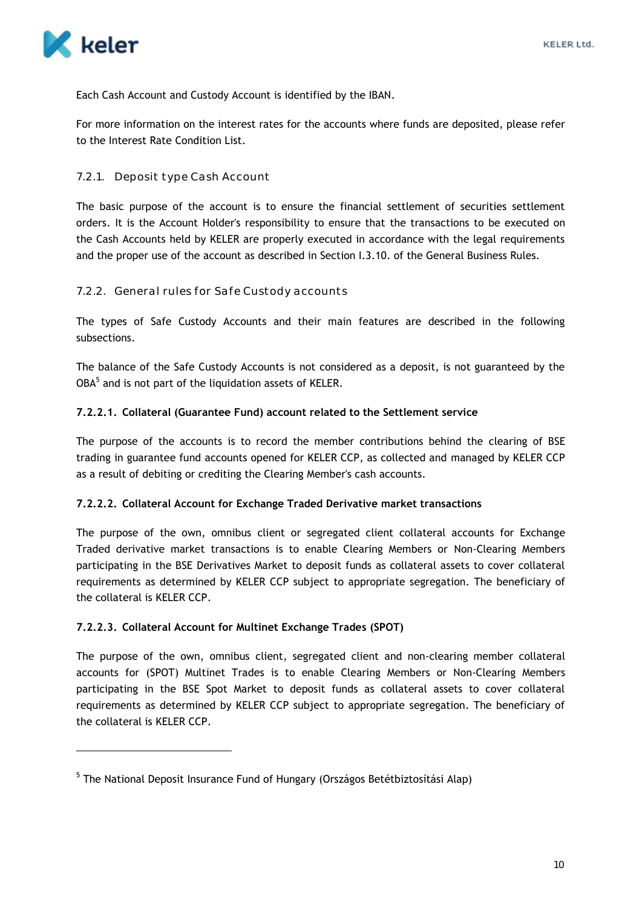Each Cash Account and Custody Account is identified by the IBAN.

For more information on the interest rates for the accounts where funds are deposited, please refer to the Interest Rate Condition List.

### 7.2.1. Deposit type Cash Account

The basic purpose of the account is to ensure the financial settlement of securities settlement orders. It is the Account Holder's responsibility to ensure that the transactions to be executed on the Cash Accounts held by KELER are properly executed in accordance with the legal requirements and the proper use of the account as described in Section I.3.10. of the General Business Rules.

### 7.2.2. General rules for Safe Custody accounts

The types of Safe Custody Accounts and their main features are described in the following subsections.

The balance of the Safe Custody Accounts is not considered as a deposit, is not guaranteed by the OBA[5] and is not part of the liquidation assets of KELER.

#### 7.2.2.1. Collateral (Guarantee Fund) account related to the Settlement service

The purpose of the accounts is to record the member contributions behind the clearing of BSE trading in guarantee fund accounts opened for KELER CCP, as collected and managed by KELER CCP as a result of debiting or crediting the Clearing Member's cash accounts.

#### 7.2.2.2. Collateral Account for Exchange Traded Derivative market transactions

The purpose of the own, omnibus client or segregated client collateral accounts for Exchange Traded derivative market transactions is to enable Clearing Members or Non-Clearing Members participating in the BSE Derivatives Market to deposit funds as collateral assets to cover collateral requirements as determined by KELER CCP subject to appropriate segregation. The beneficiary of the collateral is KELER CCP.

#### 7.2.2.3. Collateral Account for Multinet Exchange Trades (SPOT)

The purpose of the own, omnibus client, segregated client and non-clearing member collateral accounts for (SPOT) Multinet Trades is to enable Clearing Members or Non-Clearing Members participating in the BSE Spot Market to deposit funds as collateral assets to cover collateral requirements as determined by KELER CCP subject to appropriate segregation. The beneficiary of the collateral is KELER CCP.

---

[5] The National Deposit Insurance Fund of Hungary (Országos Betétbiztosítási Alap)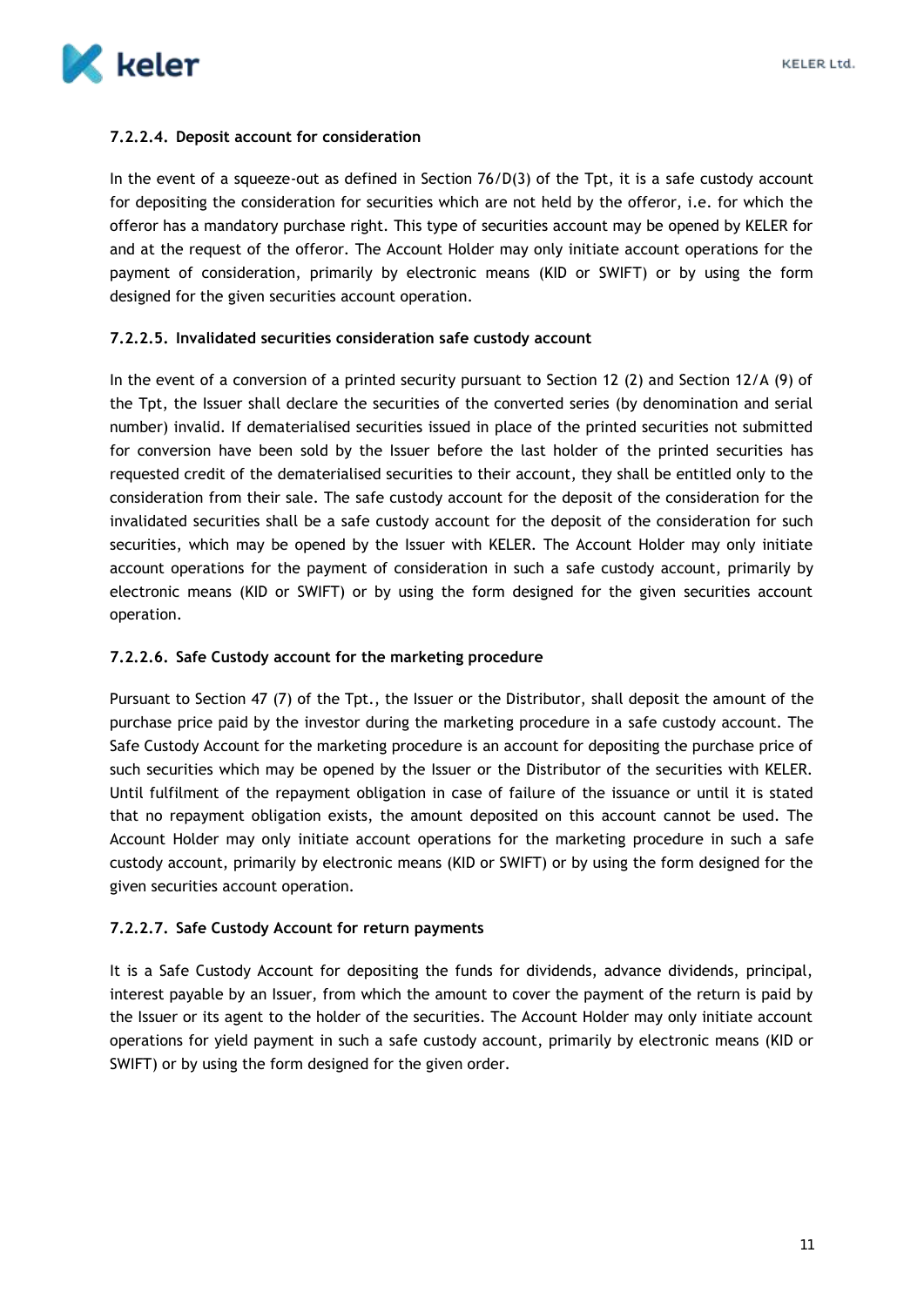#### 7.2.2.4. Deposit account for consideration

In the event of a squeeze-out as defined in Section 76/D(3) of the Tpt, it is a safe custody account for depositing the consideration for securities which are not held by the offeror, i.e. for which the offeror has a mandatory purchase right. This type of securities account may be opened by KELER for and at the request of the offeror. The Account Holder may only initiate account operations for the payment of consideration, primarily by electronic means (KID or SWIFT) or by using the form designed for the given securities account operation.

#### 7.2.2.5. Invalidated securities consideration safe custody account

In the event of a conversion of a printed security pursuant to Section 12 (2) and Section 12/A (9) of the Tpt, the Issuer shall declare the securities of the converted series (by denomination and serial number) invalid. If dematerialised securities issued in place of the printed securities not submitted for conversion have been sold by the Issuer before the last holder of the printed securities has requested credit of the dematerialised securities to their account, they shall be entitled only to the consideration from their sale. The safe custody account for the deposit of the consideration for the invalidated securities shall be a safe custody account for the deposit of the consideration for such securities, which may be opened by the Issuer with KELER. The Account Holder may only initiate account operations for the payment of consideration in such a safe custody account, primarily by electronic means (KID or SWIFT) or by using the form designed for the given securities account operation.

#### 7.2.2.6. Safe Custody account for the marketing procedure

Pursuant to Section 47 (7) of the Tpt., the Issuer or the Distributor, shall deposit the amount of the purchase price paid by the investor during the marketing procedure in a safe custody account. The Safe Custody Account for the marketing procedure is an account for depositing the purchase price of such securities which may be opened by the Issuer or the Distributor of the securities with KELER. Until fulfilment of the repayment obligation in case of failure of the issuance or until it is stated that no repayment obligation exists, the amount deposited on this account cannot be used. The Account Holder may only initiate account operations for the marketing procedure in such a safe custody account, primarily by electronic means (KID or SWIFT) or by using the form designed for the given securities account operation.

#### 7.2.2.7. Safe Custody Account for return payments

It is a Safe Custody Account for depositing the funds for dividends, advance dividends, principal, interest payable by an Issuer, from which the amount to cover the payment of the return is paid by the Issuer or its agent to the holder of the securities. The Account Holder may only initiate account operations for yield payment in such a safe custody account, primarily by electronic means (KID or SWIFT) or by using the form designed for the given order.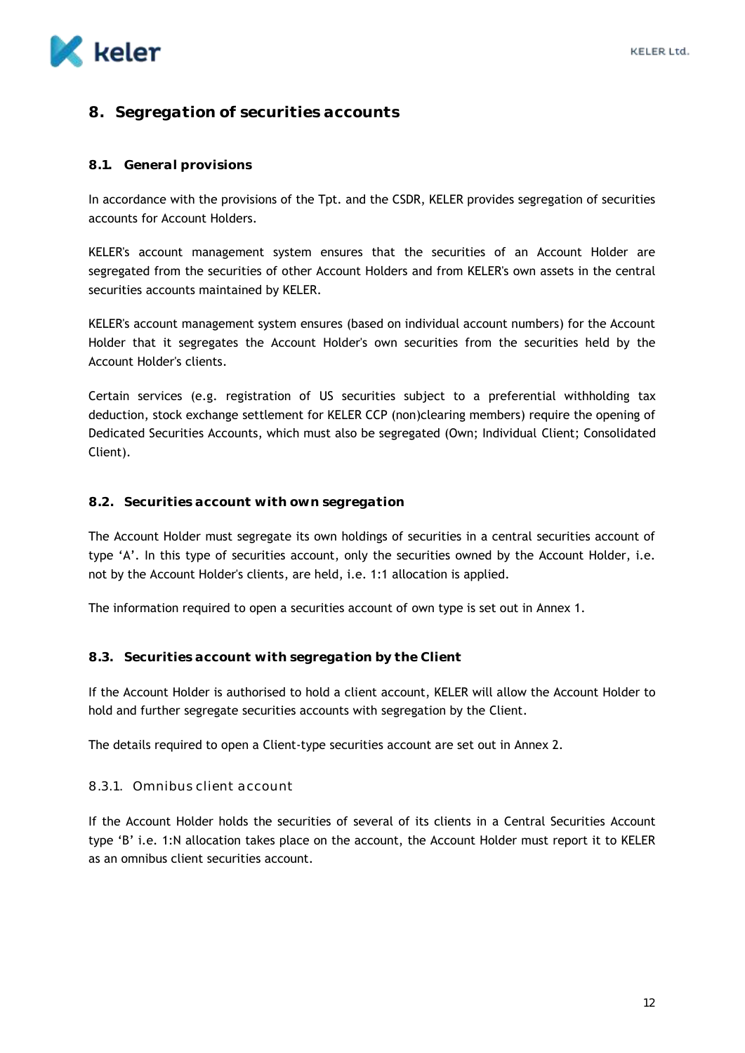## 8. Segregation of securities accounts

### 8.1. General provisions

In accordance with the provisions of the Tpt. and the CSDR, KELER provides segregation of securities accounts for Account Holders.

KELER's account management system ensures that the securities of an Account Holder are segregated from the securities of other Account Holders and from KELER's own assets in the central securities accounts maintained by KELER.

KELER's account management system ensures (based on individual account numbers) for the Account Holder that it segregates the Account Holder's own securities from the securities held by the Account Holder's clients.

Certain services (e.g. registration of US securities subject to a preferential withholding tax deduction, stock exchange settlement for KELER CCP (non)clearing members) require the opening of Dedicated Securities Accounts, which must also be segregated (Own; Individual Client; Consolidated Client).

### 8.2. Securities account with own segregation

The Account Holder must segregate its own holdings of securities in a central securities account of type 'A'. In this type of securities account, only the securities owned by the Account Holder, i.e. not by the Account Holder's clients, are held, i.e. 1:1 allocation is applied.

The information required to open a securities account of own type is set out in Annex 1.

### 8.3. Securities account with segregation by the Client

If the Account Holder is authorised to hold a client account, KELER will allow the Account Holder to hold and further segregate securities accounts with segregation by the Client.

The details required to open a Client-type securities account are set out in Annex 2.

#### 8.3.1. Omnibus client account

If the Account Holder holds the securities of several of its clients in a Central Securities Account type 'B' i.e. 1:N allocation takes place on the account, the Account Holder must report it to KELER as an omnibus client securities account.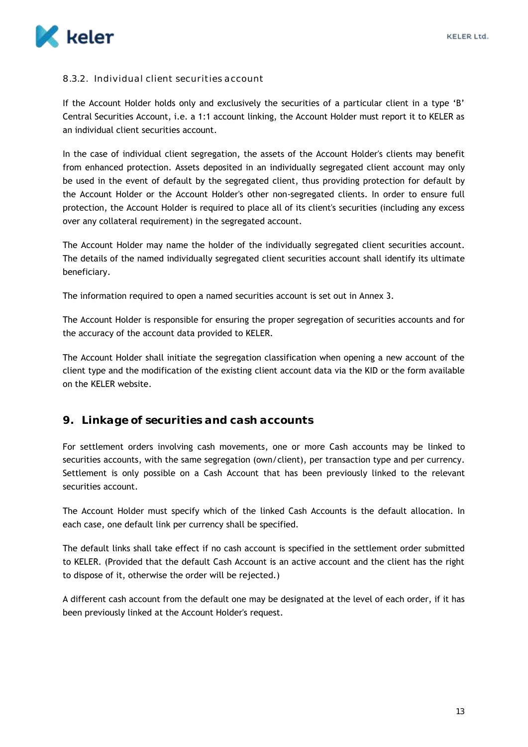### 8.3.2. Individual client securities account

If the Account Holder holds only and exclusively the securities of a particular client in a type 'B' Central Securities Account, i.e. a 1:1 account linking, the Account Holder must report it to KELER as an individual client securities account.

In the case of individual client segregation, the assets of the Account Holder's clients may benefit from enhanced protection. Assets deposited in an individually segregated client account may only be used in the event of default by the segregated client, thus providing protection for default by the Account Holder or the Account Holder's other non-segregated clients. In order to ensure full protection, the Account Holder is required to place all of its client's securities (including any excess over any collateral requirement) in the segregated account.

The Account Holder may name the holder of the individually segregated client securities account. The details of the named individually segregated client securities account shall identify its ultimate beneficiary.

The information required to open a named securities account is set out in Annex 3.

The Account Holder is responsible for ensuring the proper segregation of securities accounts and for the accuracy of the account data provided to KELER.

The Account Holder shall initiate the segregation classification when opening a new account of the client type and the modification of the existing client account data via the KID or the form available on the KELER website.

## 9. Linkage of securities and cash accounts

For settlement orders involving cash movements, one or more Cash accounts may be linked to securities accounts, with the same segregation (own/client), per transaction type and per currency. Settlement is only possible on a Cash Account that has been previously linked to the relevant securities account.

The Account Holder must specify which of the linked Cash Accounts is the default allocation. In each case, one default link per currency shall be specified.

The default links shall take effect if no cash account is specified in the settlement order submitted to KELER. (Provided that the default Cash Account is an active account and the client has the right to dispose of it, otherwise the order will be rejected.)

A different cash account from the default one may be designated at the level of each order, if it has been previously linked at the Account Holder's request.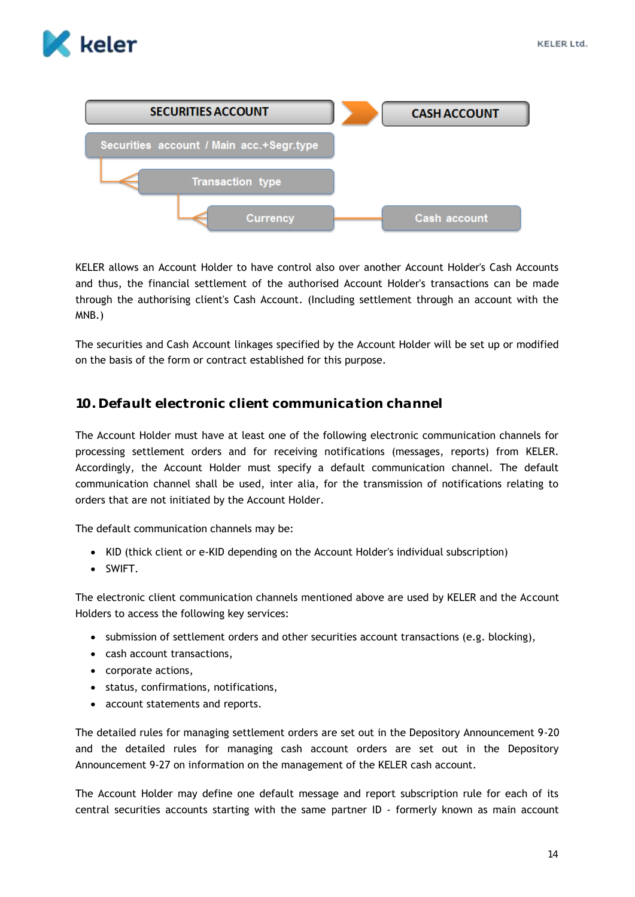SECURITIES ACCOUNT → CASH ACCOUNT

Securities account / Main acc.+Segr.type

Transaction type

Currency — Cash account

KELER allows an Account Holder to have control also over another Account Holder's Cash Accounts and thus, the financial settlement of the authorised Account Holder's transactions can be made through the authorising client's Cash Account. (Including settlement through an account with the MNB.)

The securities and Cash Account linkages specified by the Account Holder will be set up or modified on the basis of the form or contract established for this purpose.

## 10. Default electronic client communication channel

The Account Holder must have at least one of the following electronic communication channels for processing settlement orders and for receiving notifications (messages, reports) from KELER. Accordingly, the Account Holder must specify a default communication channel. The default communication channel shall be used, inter alia, for the transmission of notifications relating to orders that are not initiated by the Account Holder.

The default communication channels may be:

- KID (thick client or e-KID depending on the Account Holder's individual subscription)
- SWIFT.

The electronic client communication channels mentioned above are used by KELER and the Account Holders to access the following key services:

- submission of settlement orders and other securities account transactions (e.g. blocking),
- cash account transactions,
- corporate actions,
- status, confirmations, notifications,
- account statements and reports.

The detailed rules for managing settlement orders are set out in the Depository Announcement 9-20 and the detailed rules for managing cash account orders are set out in the Depository Announcement 9-27 on information on the management of the KELER cash account.

The Account Holder may define one default message and report subscription rule for each of its central securities accounts starting with the same partner ID - formerly known as main account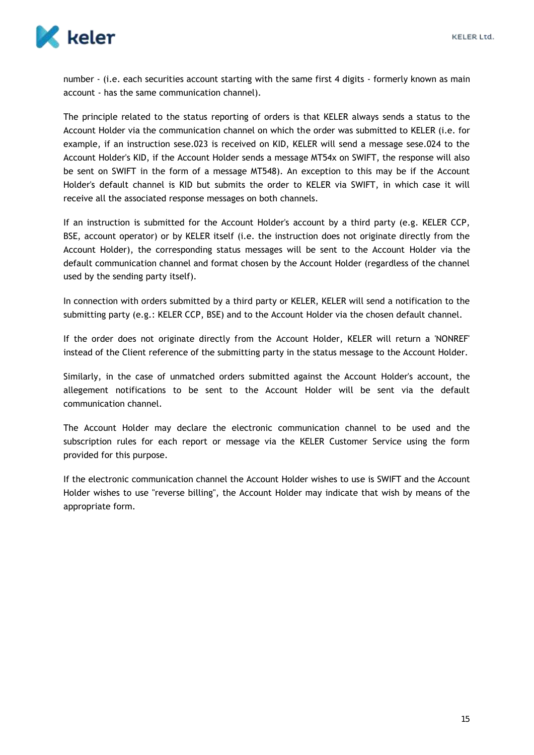number - (i.e. each securities account starting with the same first 4 digits - formerly known as main account - has the same communication channel).

The principle related to the status reporting of orders is that KELER always sends a status to the Account Holder via the communication channel on which the order was submitted to KELER (i.e. for example, if an instruction sese.023 is received on KID, KELER will send a message sese.024 to the Account Holder's KID, if the Account Holder sends a message MT54x on SWIFT, the response will also be sent on SWIFT in the form of a message MT548). An exception to this may be if the Account Holder's default channel is KID but submits the order to KELER via SWIFT, in which case it will receive all the associated response messages on both channels.

If an instruction is submitted for the Account Holder's account by a third party (e.g. KELER CCP, BSE, account operator) or by KELER itself (i.e. the instruction does not originate directly from the Account Holder), the corresponding status messages will be sent to the Account Holder via the default communication channel and format chosen by the Account Holder (regardless of the channel used by the sending party itself).

In connection with orders submitted by a third party or KELER, KELER will send a notification to the submitting party (e.g.: KELER CCP, BSE) and to the Account Holder via the chosen default channel.

If the order does not originate directly from the Account Holder, KELER will return a 'NONREF' instead of the Client reference of the submitting party in the status message to the Account Holder.

Similarly, in the case of unmatched orders submitted against the Account Holder's account, the allegement notifications to be sent to the Account Holder will be sent via the default communication channel.

The Account Holder may declare the electronic communication channel to be used and the subscription rules for each report or message via the KELER Customer Service using the form provided for this purpose.

If the electronic communication channel the Account Holder wishes to use is SWIFT and the Account Holder wishes to use "reverse billing", the Account Holder may indicate that wish by means of the appropriate form.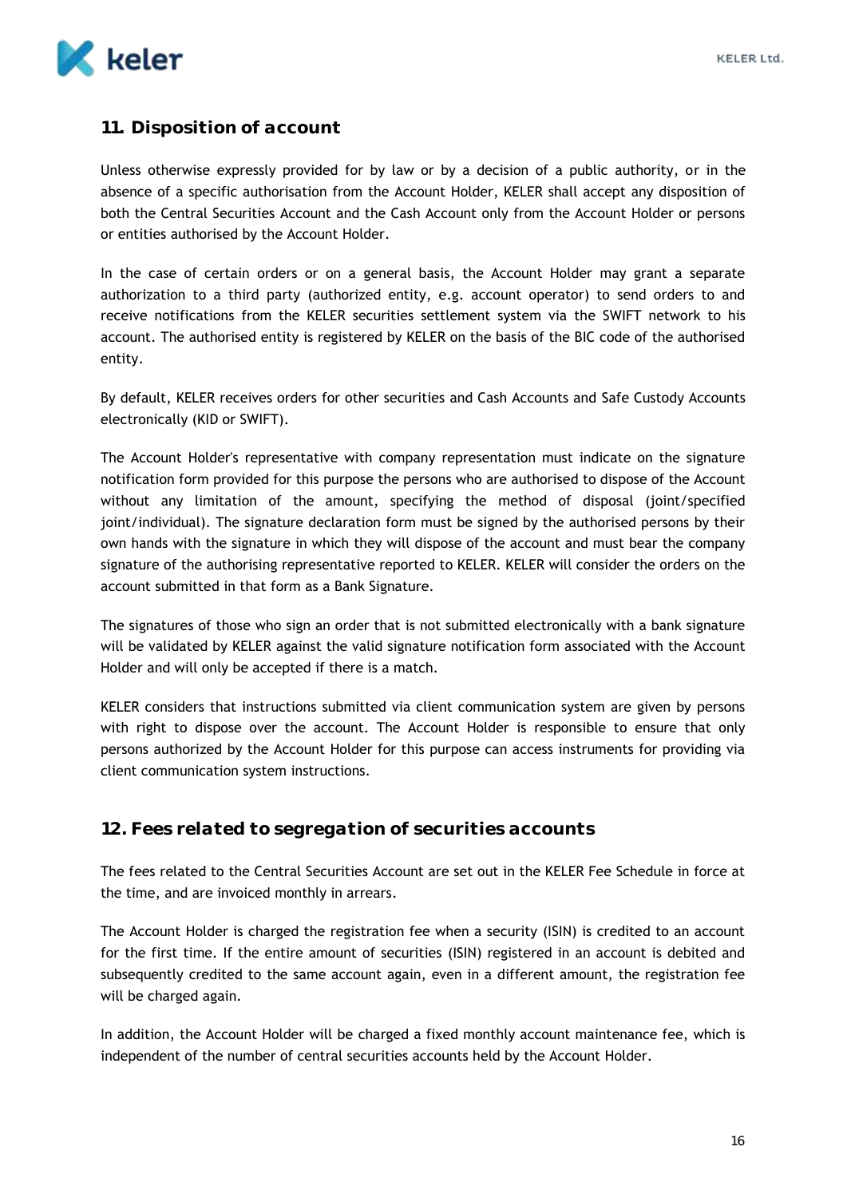## 11. Disposition of account

Unless otherwise expressly provided for by law or by a decision of a public authority, or in the absence of a specific authorisation from the Account Holder, KELER shall accept any disposition of both the Central Securities Account and the Cash Account only from the Account Holder or persons or entities authorised by the Account Holder.

In the case of certain orders or on a general basis, the Account Holder may grant a separate authorization to a third party (authorized entity, e.g. account operator) to send orders to and receive notifications from the KELER securities settlement system via the SWIFT network to his account. The authorised entity is registered by KELER on the basis of the BIC code of the authorised entity.

By default, KELER receives orders for other securities and Cash Accounts and Safe Custody Accounts electronically (KID or SWIFT).

The Account Holder's representative with company representation must indicate on the signature notification form provided for this purpose the persons who are authorised to dispose of the Account without any limitation of the amount, specifying the method of disposal (joint/specified joint/individual). The signature declaration form must be signed by the authorised persons by their own hands with the signature in which they will dispose of the account and must bear the company signature of the authorising representative reported to KELER. KELER will consider the orders on the account submitted in that form as a Bank Signature.

The signatures of those who sign an order that is not submitted electronically with a bank signature will be validated by KELER against the valid signature notification form associated with the Account Holder and will only be accepted if there is a match.

KELER considers that instructions submitted via client communication system are given by persons with right to dispose over the account. The Account Holder is responsible to ensure that only persons authorized by the Account Holder for this purpose can access instruments for providing via client communication system instructions.

## 12. Fees related to segregation of securities accounts

The fees related to the Central Securities Account are set out in the KELER Fee Schedule in force at the time, and are invoiced monthly in arrears.

The Account Holder is charged the registration fee when a security (ISIN) is credited to an account for the first time. If the entire amount of securities (ISIN) registered in an account is debited and subsequently credited to the same account again, even in a different amount, the registration fee will be charged again.

In addition, the Account Holder will be charged a fixed monthly account maintenance fee, which is independent of the number of central securities accounts held by the Account Holder.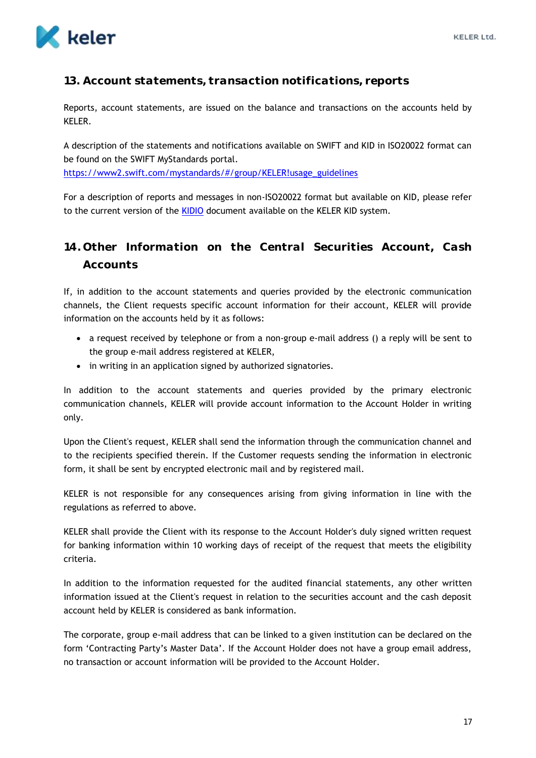## 13. Account statements, transaction notifications, reports

Reports, account statements, are issued on the balance and transactions on the accounts held by KELER.

A description of the statements and notifications available on SWIFT and KID in ISO20022 format can be found on the SWIFT MyStandards portal.
[https://www2.swift.com/mystandards/#/group/KELER!usage_guidelines](https://www2.swift.com/mystandards/#/group/KELER!usage_guidelines)

For a description of reports and messages in non-ISO20022 format but available on KID, please refer to the current version of the KIDIO document available on the KELER KID system.

## 14. Other Information on the Central Securities Account, Cash Accounts

If, in addition to the account statements and queries provided by the electronic communication channels, the Client requests specific account information for their account, KELER will provide information on the accounts held by it as follows:

- a request received by telephone or from a non-group e-mail address () a reply will be sent to the group e-mail address registered at KELER,
- in writing in an application signed by authorized signatories.

In addition to the account statements and queries provided by the primary electronic communication channels, KELER will provide account information to the Account Holder in writing only.

Upon the Client's request, KELER shall send the information through the communication channel and to the recipients specified therein. If the Customer requests sending the information in electronic form, it shall be sent by encrypted electronic mail and by registered mail.

KELER is not responsible for any consequences arising from giving information in line with the regulations as referred to above.

KELER shall provide the Client with its response to the Account Holder's duly signed written request for banking information within 10 working days of receipt of the request that meets the eligibility criteria.

In addition to the information requested for the audited financial statements, any other written information issued at the Client's request in relation to the securities account and the cash deposit account held by KELER is considered as bank information.

The corporate, group e-mail address that can be linked to a given institution can be declared on the form 'Contracting Party's Master Data'. If the Account Holder does not have a group email address, no transaction or account information will be provided to the Account Holder.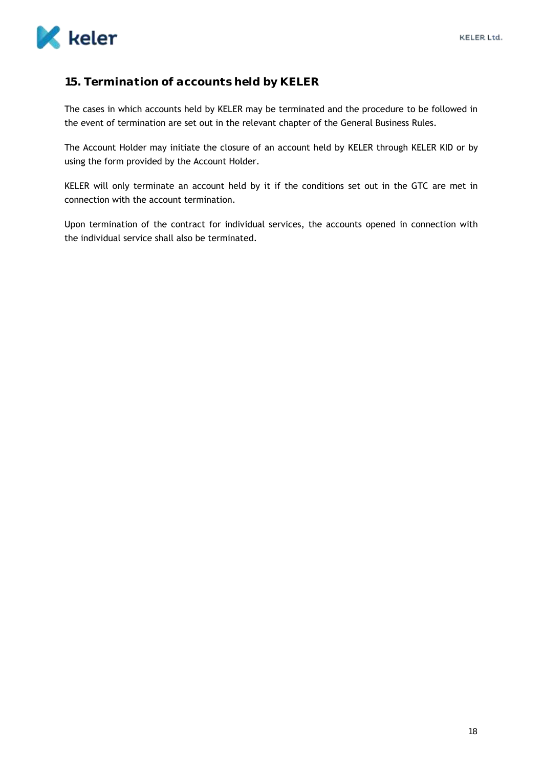## 15. Termination of accounts held by KELER

The cases in which accounts held by KELER may be terminated and the procedure to be followed in the event of termination are set out in the relevant chapter of the General Business Rules.

The Account Holder may initiate the closure of an account held by KELER through KELER KID or by using the form provided by the Account Holder.

KELER will only terminate an account held by it if the conditions set out in the GTC are met in connection with the account termination.

Upon termination of the contract for individual services, the accounts opened in connection with the individual service shall also be terminated.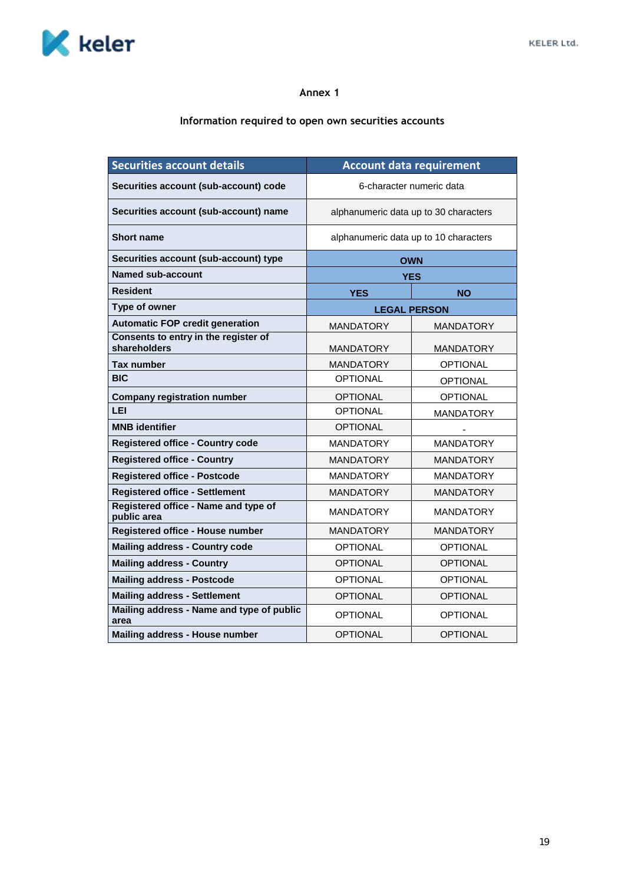## Annex 1

### Information required to open own securities accounts

| Securities account details | Account data requirement | |
|---|---|---|
| Securities account (sub-account) code | 6-character numeric data | |
| Securities account (sub-account) name | alphanumeric data up to 30 characters | |
| Short name | alphanumeric data up to 10 characters | |
| Securities account (sub-account) type | OWN | |
| Named sub-account | YES | |
| Resident | YES | NO |
| Type of owner | LEGAL PERSON | |
| Automatic FOP credit generation | MANDATORY | MANDATORY |
| Consents to entry in the register of shareholders | MANDATORY | MANDATORY |
| Tax number | MANDATORY | OPTIONAL |
| BIC | OPTIONAL | OPTIONAL |
| Company registration number | OPTIONAL | OPTIONAL |
| LEI | OPTIONAL | MANDATORY |
| MNB identifier | OPTIONAL | - |
| Registered office - Country code | MANDATORY | MANDATORY |
| Registered office - Country | MANDATORY | MANDATORY |
| Registered office - Postcode | MANDATORY | MANDATORY |
| Registered office - Settlement | MANDATORY | MANDATORY |
| Registered office - Name and type of public area | MANDATORY | MANDATORY |
| Registered office - House number | MANDATORY | MANDATORY |
| Mailing address - Country code | OPTIONAL | OPTIONAL |
| Mailing address - Country | OPTIONAL | OPTIONAL |
| Mailing address - Postcode | OPTIONAL | OPTIONAL |
| Mailing address - Settlement | OPTIONAL | OPTIONAL |
| Mailing address - Name and type of public area | OPTIONAL | OPTIONAL |
| Mailing address - House number | OPTIONAL | OPTIONAL |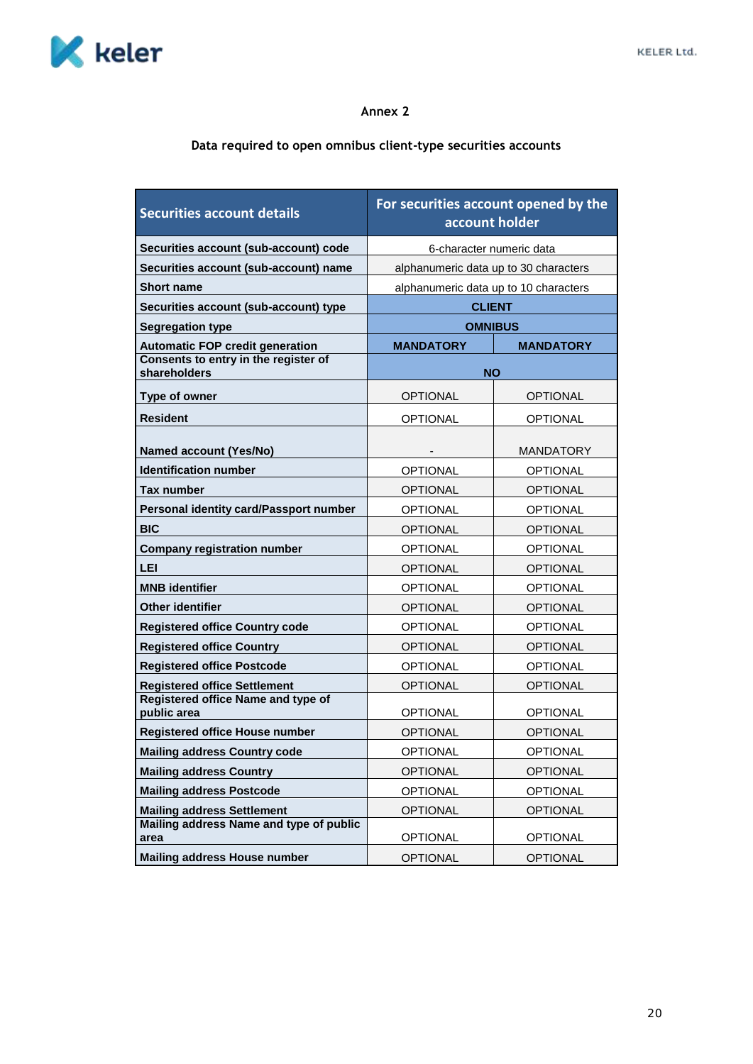Annex 2

Data required to open omnibus client-type securities accounts

| Securities account details | For securities account opened by the account holder | |
|---|---|---|
| Securities account (sub-account) code | 6-character numeric data | |
| Securities account (sub-account) name | alphanumeric data up to 30 characters | |
| Short name | alphanumeric data up to 10 characters | |
| Securities account (sub-account) type | CLIENT | |
| Segregation type | OMNIBUS | |
| Automatic FOP credit generation | MANDATORY | MANDATORY |
| Consents to entry in the register of shareholders | NO | |
| Type of owner | OPTIONAL | OPTIONAL |
| Resident | OPTIONAL | OPTIONAL |
| Named account (Yes/No) | - | MANDATORY |
| Identification number | OPTIONAL | OPTIONAL |
| Tax number | OPTIONAL | OPTIONAL |
| Personal identity card/Passport number | OPTIONAL | OPTIONAL |
| BIC | OPTIONAL | OPTIONAL |
| Company registration number | OPTIONAL | OPTIONAL |
| LEI | OPTIONAL | OPTIONAL |
| MNB identifier | OPTIONAL | OPTIONAL |
| Other identifier | OPTIONAL | OPTIONAL |
| Registered office Country code | OPTIONAL | OPTIONAL |
| Registered office Country | OPTIONAL | OPTIONAL |
| Registered office Postcode | OPTIONAL | OPTIONAL |
| Registered office Settlement | OPTIONAL | OPTIONAL |
| Registered office Name and type of public area | OPTIONAL | OPTIONAL |
| Registered office House number | OPTIONAL | OPTIONAL |
| Mailing address Country code | OPTIONAL | OPTIONAL |
| Mailing address Country | OPTIONAL | OPTIONAL |
| Mailing address Postcode | OPTIONAL | OPTIONAL |
| Mailing address Settlement | OPTIONAL | OPTIONAL |
| Mailing address Name and type of public area | OPTIONAL | OPTIONAL |
| Mailing address House number | OPTIONAL | OPTIONAL |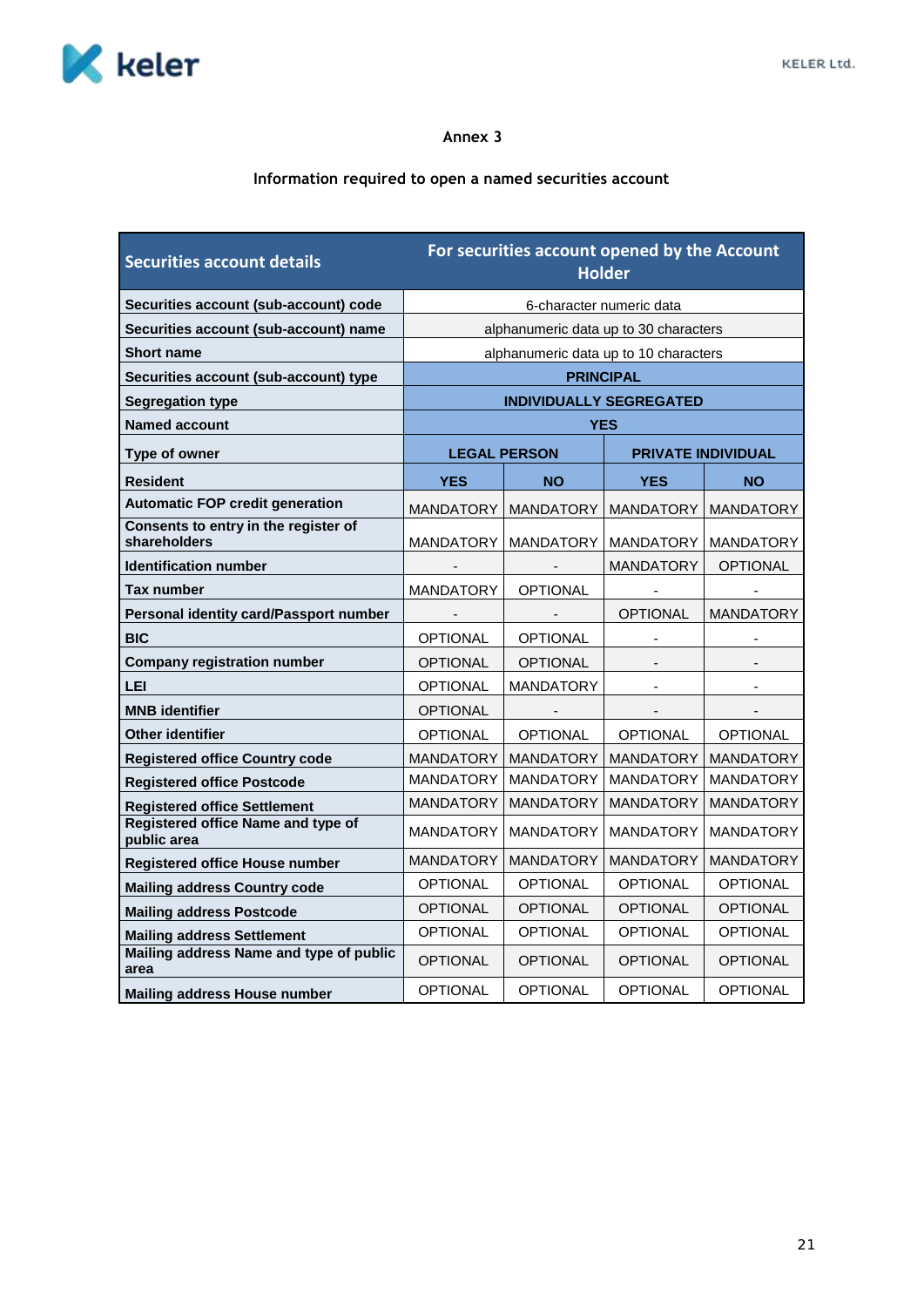Annex 3

Information required to open a named securities account

| Securities account details | For securities account opened by the Account Holder | | | |
|---|---|---|---|---|
| Securities account (sub-account) code | 6-character numeric data | | | |
| Securities account (sub-account) name | alphanumeric data up to 30 characters | | | |
| Short name | alphanumeric data up to 10 characters | | | |
| Securities account (sub-account) type | PRINCIPAL | | | |
| Segregation type | INDIVIDUALLY SEGREGATED | | | |
| Named account | YES | | | |
| Type of owner | LEGAL PERSON | | PRIVATE INDIVIDUAL | |
| Resident | YES | NO | YES | NO |
| Automatic FOP credit generation | MANDATORY | MANDATORY | MANDATORY | MANDATORY |
| Consents to entry in the register of shareholders | MANDATORY | MANDATORY | MANDATORY | MANDATORY |
| Identification number | - | - | MANDATORY | OPTIONAL |
| Tax number | MANDATORY | OPTIONAL | - | - |
| Personal identity card/Passport number | - | - | OPTIONAL | MANDATORY |
| BIC | OPTIONAL | OPTIONAL | - | - |
| Company registration number | OPTIONAL | OPTIONAL | - | - |
| LEI | OPTIONAL | MANDATORY | - | - |
| MNB identifier | OPTIONAL | - | - | - |
| Other identifier | OPTIONAL | OPTIONAL | OPTIONAL | OPTIONAL |
| Registered office Country code | MANDATORY | MANDATORY | MANDATORY | MANDATORY |
| Registered office Postcode | MANDATORY | MANDATORY | MANDATORY | MANDATORY |
| Registered office Settlement | MANDATORY | MANDATORY | MANDATORY | MANDATORY |
| Registered office Name and type of public area | MANDATORY | MANDATORY | MANDATORY | MANDATORY |
| Registered office House number | MANDATORY | MANDATORY | MANDATORY | MANDATORY |
| Mailing address Country code | OPTIONAL | OPTIONAL | OPTIONAL | OPTIONAL |
| Mailing address Postcode | OPTIONAL | OPTIONAL | OPTIONAL | OPTIONAL |
| Mailing address Settlement | OPTIONAL | OPTIONAL | OPTIONAL | OPTIONAL |
| Mailing address Name and type of public area | OPTIONAL | OPTIONAL | OPTIONAL | OPTIONAL |
| Mailing address House number | OPTIONAL | OPTIONAL | OPTIONAL | OPTIONAL |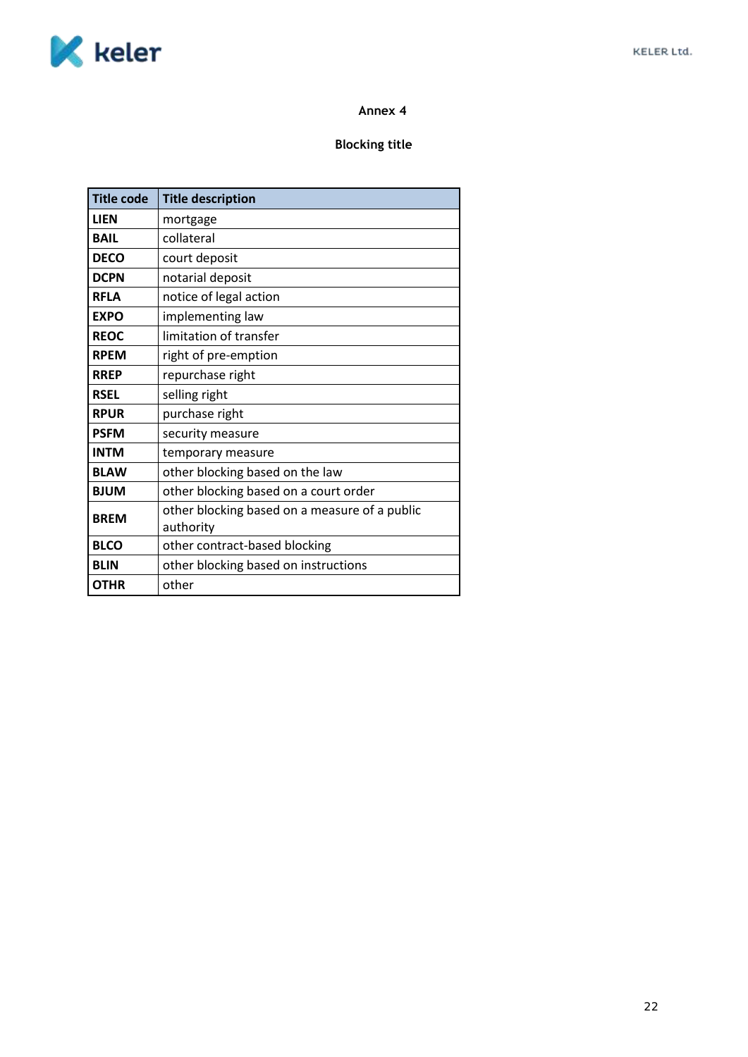# Annex 4

## Blocking title

| Title code | Title description |
|---|---|
| **LIEN** | mortgage |
| **BAIL** | collateral |
| **DECO** | court deposit |
| **DCPN** | notarial deposit |
| **RFLA** | notice of legal action |
| **EXPO** | implementing law |
| **REOC** | limitation of transfer |
| **RPEM** | right of pre-emption |
| **RREP** | repurchase right |
| **RSEL** | selling right |
| **RPUR** | purchase right |
| **PSFM** | security measure |
| **INTM** | temporary measure |
| **BLAW** | other blocking based on the law |
| **BJUM** | other blocking based on a court order |
| **BREM** | other blocking based on a measure of a public authority |
| **BLCO** | other contract-based blocking |
| **BLIN** | other blocking based on instructions |
| **OTHR** | other |